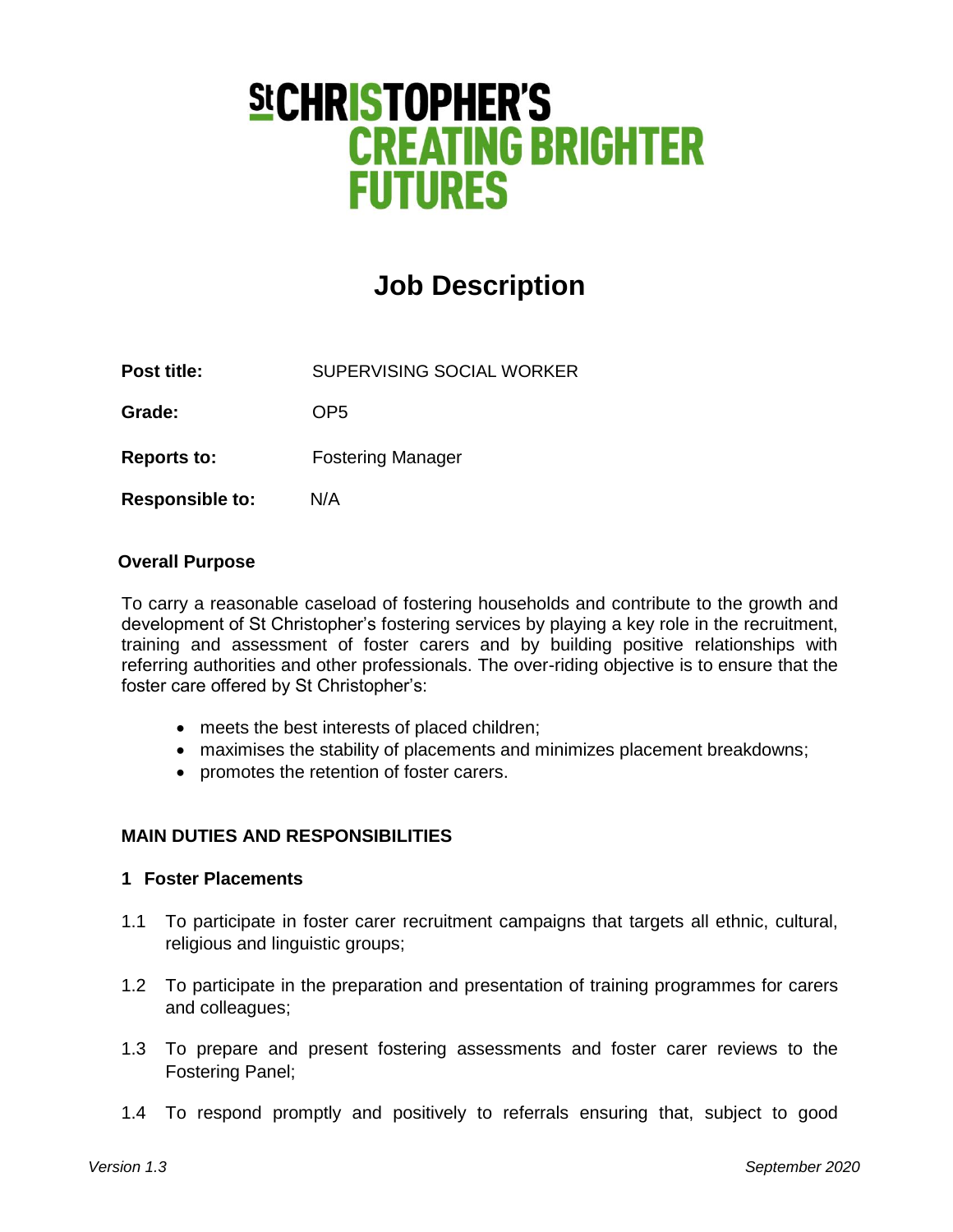**St CHRISTOPHER'S**
**CREATING BRIGHTER FUTURES**

# Job Description

**Post title:** SUPERVISING SOCIAL WORKER

**Grade:** OP5

**Reports to:** Fostering Manager

**Responsible to:** N/A

## Overall Purpose

To carry a reasonable caseload of fostering households and contribute to the growth and development of St Christopher's fostering services by playing a key role in the recruitment, training and assessment of foster carers and by building positive relationships with referring authorities and other professionals. The over-riding objective is to ensure that the foster care offered by St Christopher's:

- meets the best interests of placed children;
- maximises the stability of placements and minimizes placement breakdowns;
- promotes the retention of foster carers.

## MAIN DUTIES AND RESPONSIBILITIES

### 1 Foster Placements

1.1 To participate in foster carer recruitment campaigns that targets all ethnic, cultural, religious and linguistic groups;

1.2 To participate in the preparation and presentation of training programmes for carers and colleagues;

1.3 To prepare and present fostering assessments and foster carer reviews to the Fostering Panel;

1.4 To respond promptly and positively to referrals ensuring that, subject to good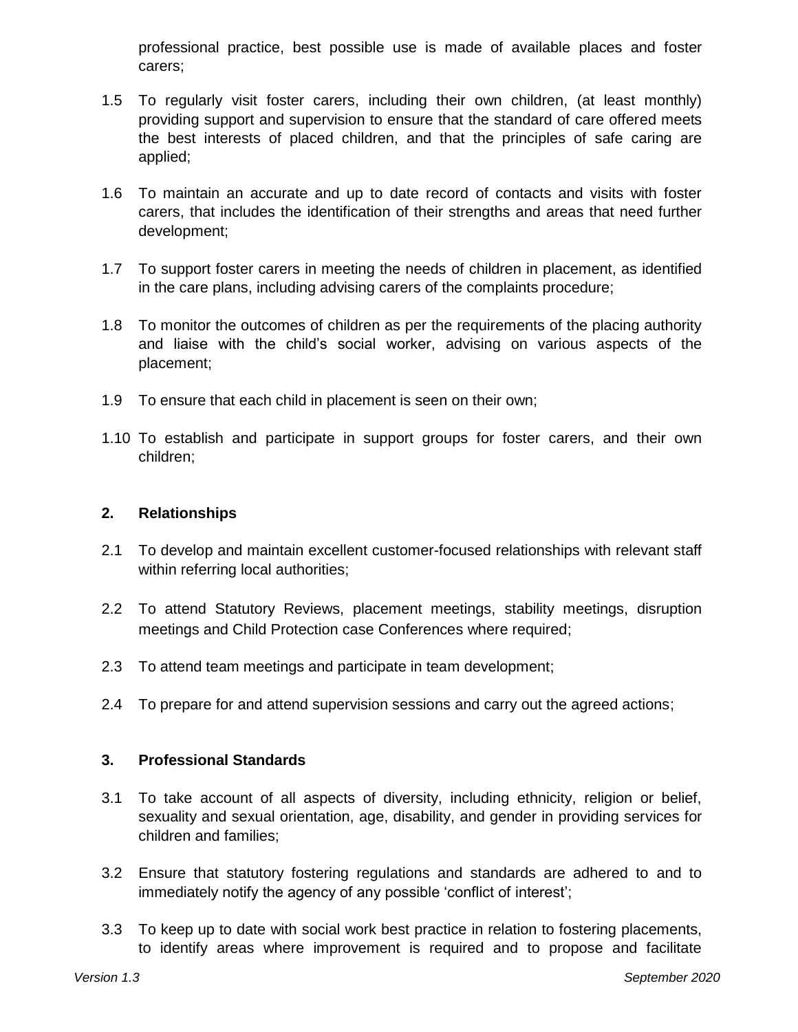professional practice, best possible use is made of available places and foster carers;

1.5 To regularly visit foster carers, including their own children, (at least monthly) providing support and supervision to ensure that the standard of care offered meets the best interests of placed children, and that the principles of safe caring are applied;

1.6 To maintain an accurate and up to date record of contacts and visits with foster carers, that includes the identification of their strengths and areas that need further development;

1.7 To support foster carers in meeting the needs of children in placement, as identified in the care plans, including advising carers of the complaints procedure;

1.8 To monitor the outcomes of children as per the requirements of the placing authority and liaise with the child's social worker, advising on various aspects of the placement;

1.9 To ensure that each child in placement is seen on their own;

1.10 To establish and participate in support groups for foster carers, and their own children;

## 2. Relationships

2.1 To develop and maintain excellent customer-focused relationships with relevant staff within referring local authorities;

2.2 To attend Statutory Reviews, placement meetings, stability meetings, disruption meetings and Child Protection case Conferences where required;

2.3 To attend team meetings and participate in team development;

2.4 To prepare for and attend supervision sessions and carry out the agreed actions;

## 3. Professional Standards

3.1 To take account of all aspects of diversity, including ethnicity, religion or belief, sexuality and sexual orientation, age, disability, and gender in providing services for children and families;

3.2 Ensure that statutory fostering regulations and standards are adhered to and to immediately notify the agency of any possible 'conflict of interest';

3.3 To keep up to date with social work best practice in relation to fostering placements, to identify areas where improvement is required and to propose and facilitate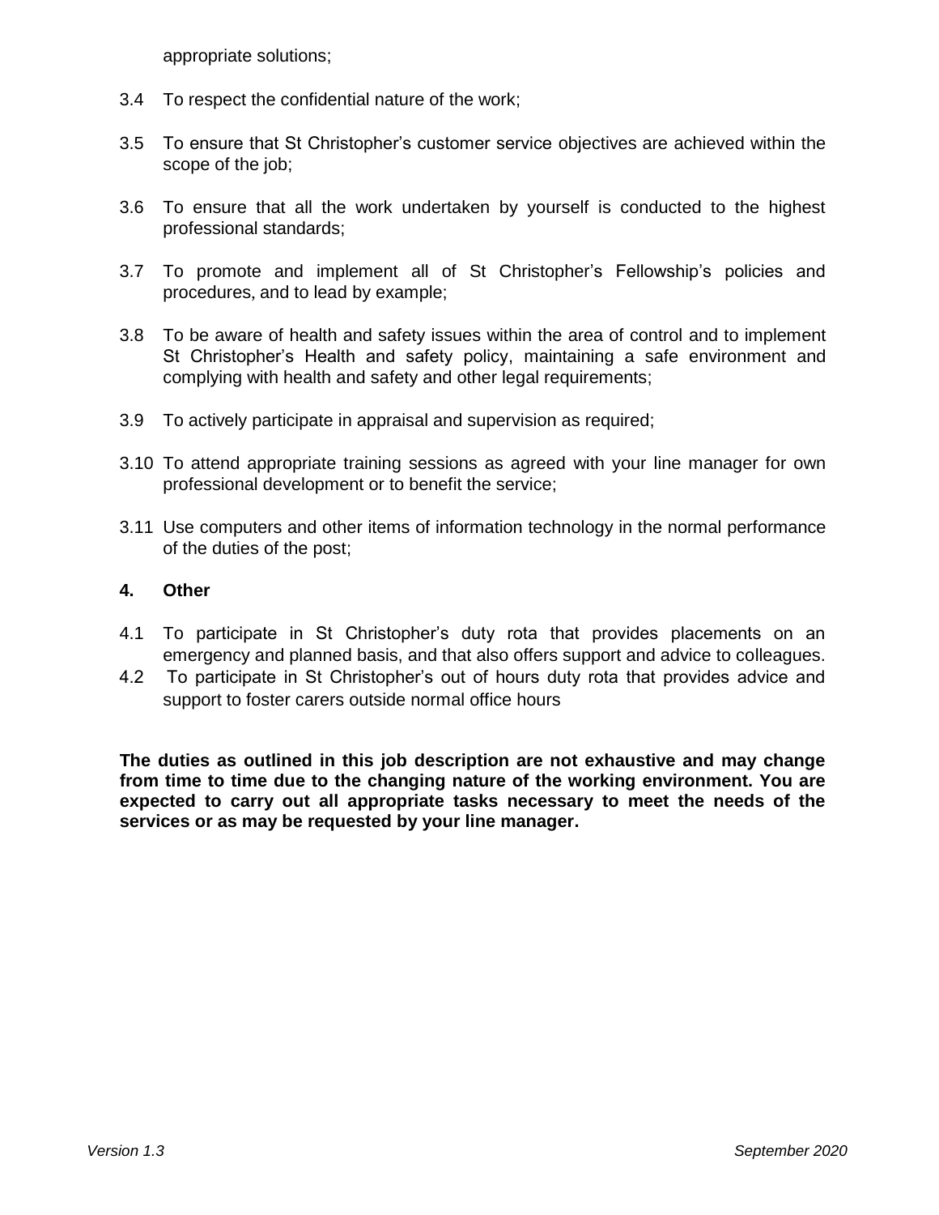appropriate solutions;

3.4 To respect the confidential nature of the work;

3.5 To ensure that St Christopher's customer service objectives are achieved within the scope of the job;

3.6 To ensure that all the work undertaken by yourself is conducted to the highest professional standards;

3.7 To promote and implement all of St Christopher's Fellowship's policies and procedures, and to lead by example;

3.8 To be aware of health and safety issues within the area of control and to implement St Christopher's Health and safety policy, maintaining a safe environment and complying with health and safety and other legal requirements;

3.9 To actively participate in appraisal and supervision as required;

3.10 To attend appropriate training sessions as agreed with your line manager for own professional development or to benefit the service;

3.11 Use computers and other items of information technology in the normal performance of the duties of the post;

## 4. Other

4.1 To participate in St Christopher's duty rota that provides placements on an emergency and planned basis, and that also offers support and advice to colleagues.

4.2 To participate in St Christopher's out of hours duty rota that provides advice and support to foster carers outside normal office hours

**The duties as outlined in this job description are not exhaustive and may change from time to time due to the changing nature of the working environment. You are expected to carry out all appropriate tasks necessary to meet the needs of the services or as may be requested by your line manager.**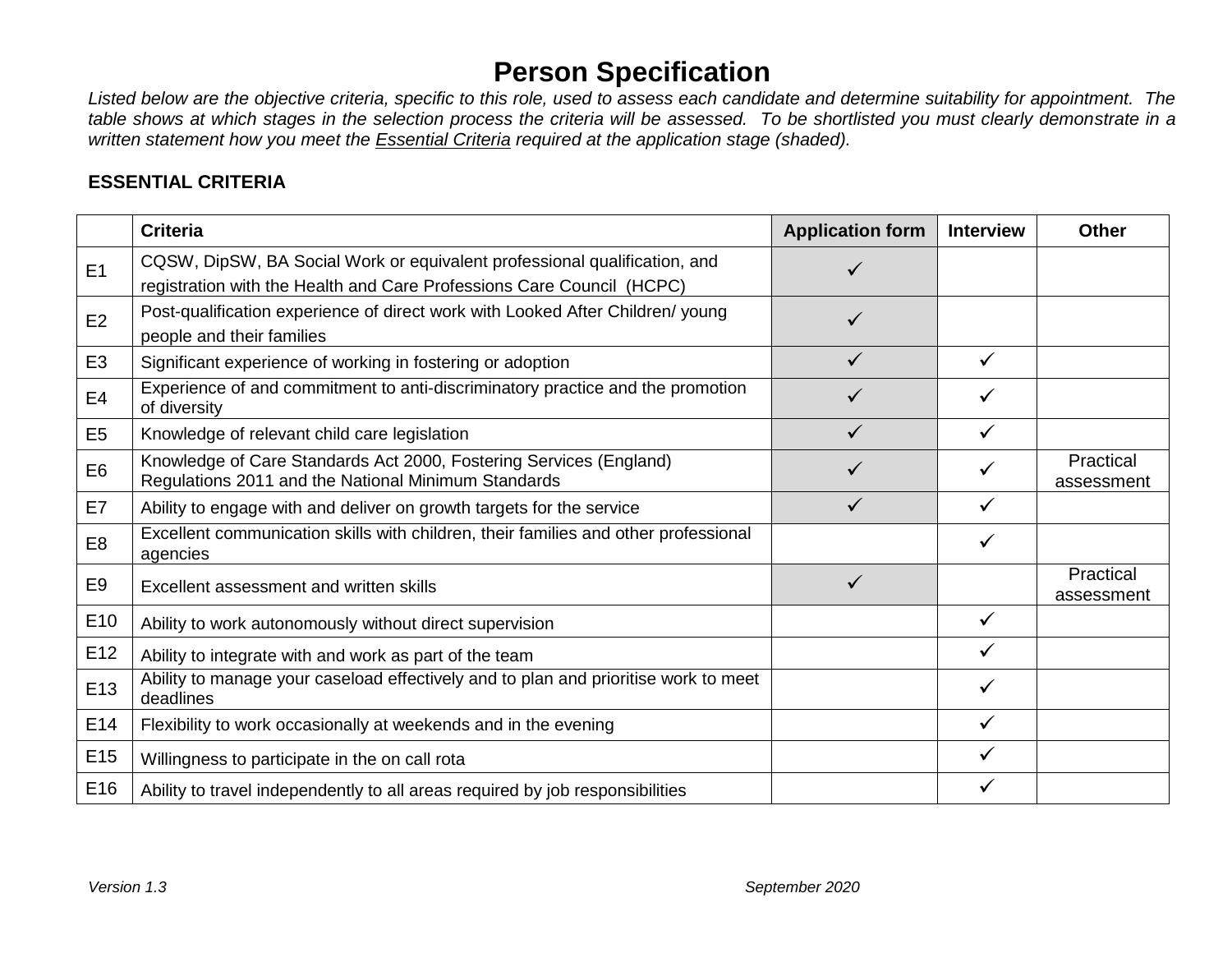# Person Specification

*Listed below are the objective criteria, specific to this role, used to assess each candidate and determine suitability for appointment. The table shows at which stages in the selection process the criteria will be assessed. To be shortlisted you must clearly demonstrate in a written statement how you meet the Essential Criteria required at the application stage (shaded).*

**ESSENTIAL CRITERIA**

| | Criteria | Application form | Interview | Other |
|---|---|---|---|---|
| E1 | CQSW, DipSW, BA Social Work or equivalent professional qualification, and registration with the Health and Care Professions Care Council (HCPC) | ✓ | | |
| E2 | Post-qualification experience of direct work with Looked After Children/ young people and their families | ✓ | | |
| E3 | Significant experience of working in fostering or adoption | ✓ | ✓ | |
| E4 | Experience of and commitment to anti-discriminatory practice and the promotion of diversity | ✓ | ✓ | |
| E5 | Knowledge of relevant child care legislation | ✓ | ✓ | |
| E6 | Knowledge of Care Standards Act 2000, Fostering Services (England) Regulations 2011 and the National Minimum Standards | ✓ | ✓ | Practical assessment |
| E7 | Ability to engage with and deliver on growth targets for the service | ✓ | ✓ | |
| E8 | Excellent communication skills with children, their families and other professional agencies | | ✓ | |
| E9 | Excellent assessment and written skills | ✓ | | Practical assessment |
| E10 | Ability to work autonomously without direct supervision | | ✓ | |
| E12 | Ability to integrate with and work as part of the team | | ✓ | |
| E13 | Ability to manage your caseload effectively and to plan and prioritise work to meet deadlines | | ✓ | |
| E14 | Flexibility to work occasionally at weekends and in the evening | | ✓ | |
| E15 | Willingness to participate in the on call rota | | ✓ | |
| E16 | Ability to travel independently to all areas required by job responsibilities | | ✓ | |

*Version 1.3* *September 2020*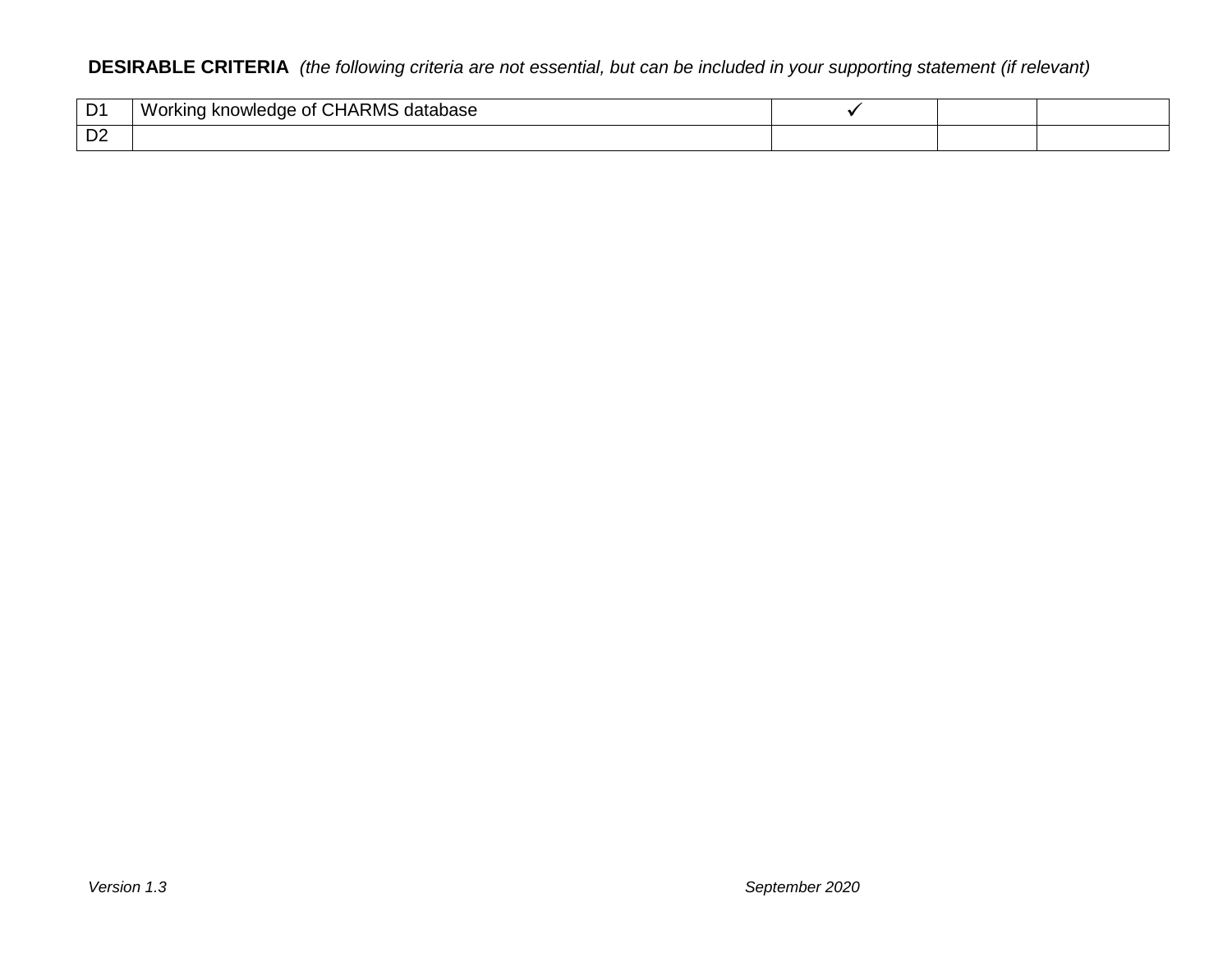**DESIRABLE CRITERIA** *(the following criteria are not essential, but can be included in your supporting statement (if relevant)*

| | | | | |
|---|---|---|---|---|
| D1 | Working knowledge of CHARMS database | ✓ | | |
| D2 | | | | |

*Version 1.3* *September 2020*